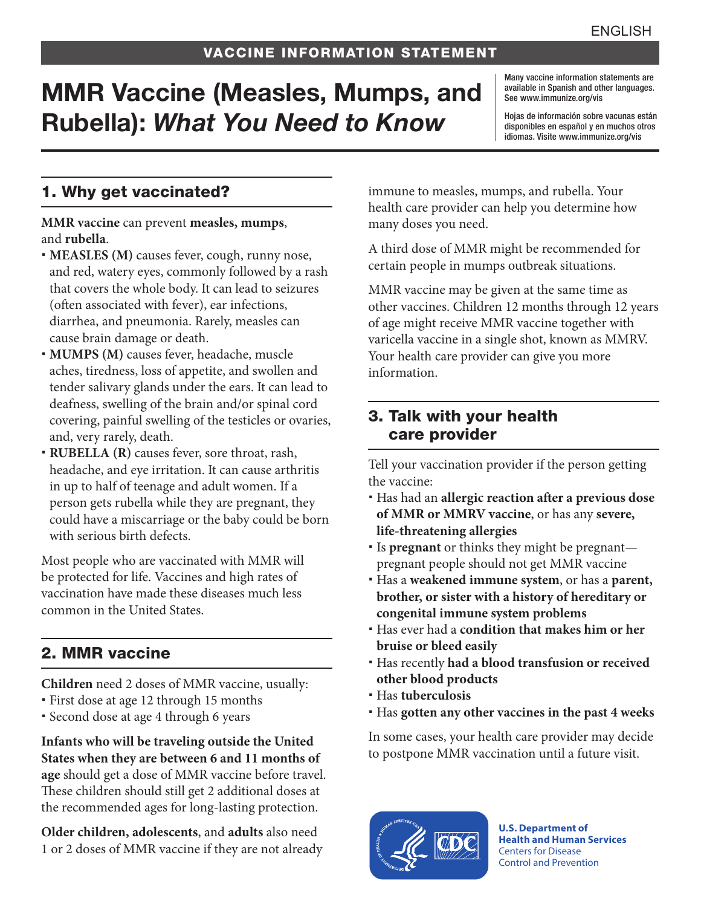ENGLISH

VACCINE INFORMATION STATEMENT

# MMR Vaccine (Measles, Mumps, and Rubella): *What You Need to Know*

Many vaccine information statements are available in Spanish and other languages. See www.immunize.org/vis

Hojas de información sobre vacunas están disponibles en español y en muchos otros idiomas. Visite www.immunize.org/vis

## 1. Why get vaccinated?

**MMR vaccine** can prevent **measles, mumps**, and **rubella**.

- **MEASLES (M)** causes fever, cough, runny nose, and red, watery eyes, commonly followed by a rash that covers the whole body. It can lead to seizures (often associated with fever), ear infections, diarrhea, and pneumonia. Rarely, measles can cause brain damage or death.
- **MUMPS (M)** causes fever, headache, muscle aches, tiredness, loss of appetite, and swollen and tender salivary glands under the ears. It can lead to deafness, swelling of the brain and/or spinal cord covering, painful swelling of the testicles or ovaries, and, very rarely, death.
- **RUBELLA (R)** causes fever, sore throat, rash, headache, and eye irritation. It can cause arthritis in up to half of teenage and adult women. If a person gets rubella while they are pregnant, they could have a miscarriage or the baby could be born with serious birth defects.

Most people who are vaccinated with MMR will be protected for life. Vaccines and high rates of vaccination have made these diseases much less common in the United States.

## 2. MMR vaccine

**Children** need 2 doses of MMR vaccine, usually:

- First dose at age 12 through 15 months
- Second dose at age 4 through 6 years

**Infants who will be traveling outside the United States when they are between 6 and 11 months of age** should get a dose of MMR vaccine before travel. These children should still get 2 additional doses at the recommended ages for long-lasting protection.

**Older children, adolescents**, and **adults** also need 1 or 2 doses of MMR vaccine if they are not already immune to measles, mumps, and rubella. Your health care provider can help you determine how many doses you need.

A third dose of MMR might be recommended for certain people in mumps outbreak situations.

MMR vaccine may be given at the same time as other vaccines. Children 12 months through 12 years of age might receive MMR vaccine together with varicella vaccine in a single shot, known as MMRV. Your health care provider can give you more information.

## 3. Talk with your health care provider

Tell your vaccination provider if the person getting the vaccine:

- Has had an **allergic reaction after a previous dose of MMR or MMRV vaccine**, or has any **severe, life-threatening allergies**
- Is **pregnant** or thinks they might be pregnant—pregnant people should not get MMR vaccine
- Has a **weakened immune system**, or has a **parent, brother, or sister with a history of hereditary or congenital immune system problems**
- Has ever had a **condition that makes him or her bruise or bleed easily**
- Has recently **had a blood transfusion or received other blood products**
- Has **tuberculosis**
- Has **gotten any other vaccines in the past 4 weeks**

In some cases, your health care provider may decide to postpone MMR vaccination until a future visit.

U.S. Department of Health and Human Services
Centers for Disease Control and Prevention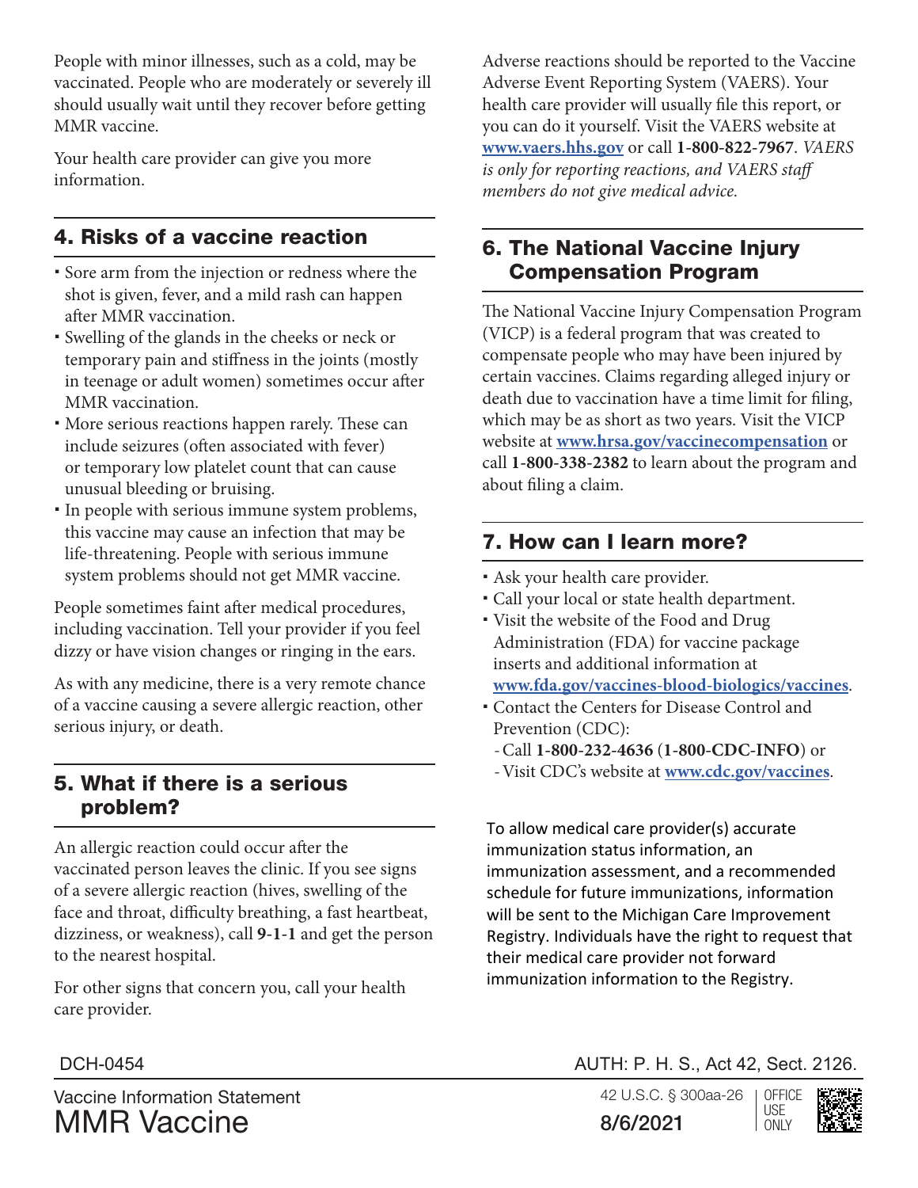People with minor illnesses, such as a cold, may be vaccinated. People who are moderately or severely ill should usually wait until they recover before getting MMR vaccine.

Your health care provider can give you more information.

## 4. Risks of a vaccine reaction

- Sore arm from the injection or redness where the shot is given, fever, and a mild rash can happen after MMR vaccination.
- Swelling of the glands in the cheeks or neck or temporary pain and stiffness in the joints (mostly in teenage or adult women) sometimes occur after MMR vaccination.
- More serious reactions happen rarely. These can include seizures (often associated with fever) or temporary low platelet count that can cause unusual bleeding or bruising.
- In people with serious immune system problems, this vaccine may cause an infection that may be life-threatening. People with serious immune system problems should not get MMR vaccine.

People sometimes faint after medical procedures, including vaccination. Tell your provider if you feel dizzy or have vision changes or ringing in the ears.

As with any medicine, there is a very remote chance of a vaccine causing a severe allergic reaction, other serious injury, or death.

## 5. What if there is a serious problem?

An allergic reaction could occur after the vaccinated person leaves the clinic. If you see signs of a severe allergic reaction (hives, swelling of the face and throat, difficulty breathing, a fast heartbeat, dizziness, or weakness), call **9-1-1** and get the person to the nearest hospital.

For other signs that concern you, call your health care provider.

Adverse reactions should be reported to the Vaccine Adverse Event Reporting System (VAERS). Your health care provider will usually file this report, or you can do it yourself. Visit the VAERS website at **www.vaers.hhs.gov** or call **1-800-822-7967**. *VAERS is only for reporting reactions, and VAERS staff members do not give medical advice.*

## 6. The National Vaccine Injury Compensation Program

The National Vaccine Injury Compensation Program (VICP) is a federal program that was created to compensate people who may have been injured by certain vaccines. Claims regarding alleged injury or death due to vaccination have a time limit for filing, which may be as short as two years. Visit the VICP website at **www.hrsa.gov/vaccinecompensation** or call **1-800-338-2382** to learn about the program and about filing a claim.

## 7. How can I learn more?

- Ask your health care provider.
- Call your local or state health department.
- Visit the website of the Food and Drug Administration (FDA) for vaccine package inserts and additional information at **www.fda.gov/vaccines-blood-biologics/vaccines**.
- Contact the Centers for Disease Control and Prevention (CDC):
  - Call **1-800-232-4636** (**1-800-CDC-INFO**) or
  - Visit CDC's website at **www.cdc.gov/vaccines**.

To allow medical care provider(s) accurate immunization status information, an immunization assessment, and a recommended schedule for future immunizations, information will be sent to the Michigan Care Improvement Registry. Individuals have the right to request that their medical care provider not forward immunization information to the Registry.

DCH-0454

AUTH: P. H. S., Act 42, Sect. 2126.

Vaccine Information Statement
MMR Vaccine

42 U.S.C. § 300aa-26

**8/6/2021**

OFFICE USE ONLY